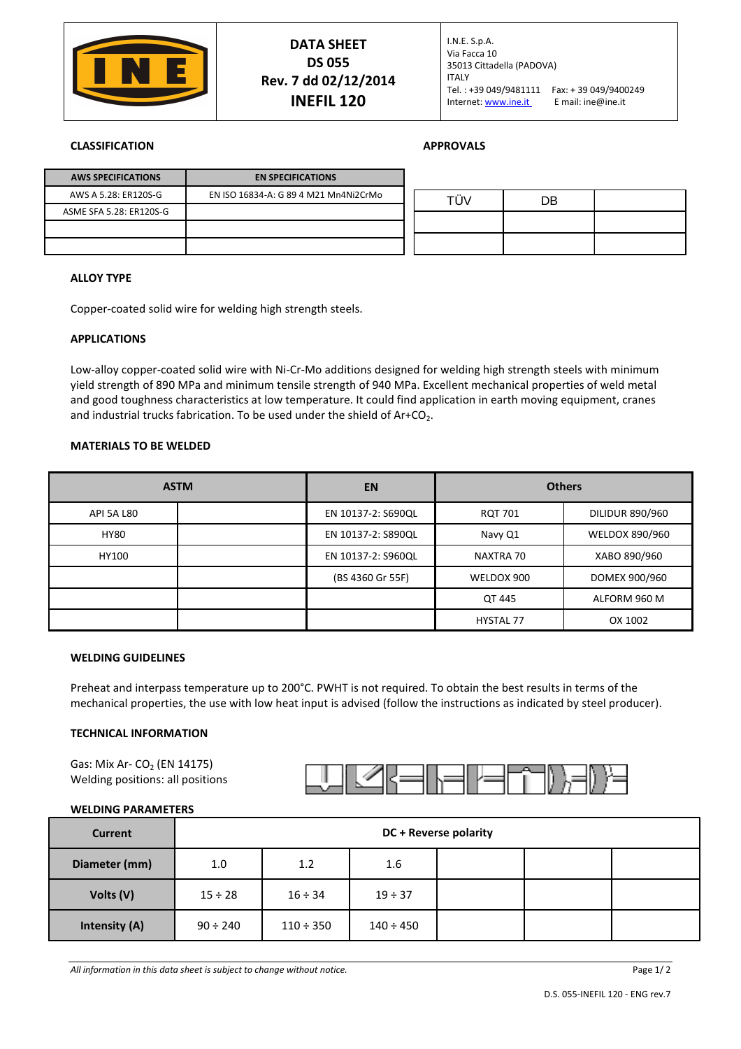| | DATA SHEET<br>DS 055<br>Rev. 7 dd 02/12/2014<br>INEFIL 120 | I.N.E. S.p.A.<br>Via Facca 10<br>35013 Cittadella (PADOVA)<br>ITALY<br>Tel. : +39 049/9481111 Fax: + 39 049/9400249<br>Internet: www.ine.it E mail: ine@ine.it |
|---|---|---|

## CLASSIFICATION

| AWS SPECIFICATIONS | EN SPECIFICATIONS |
|---|---|
| AWS A 5.28: ER120S-G | EN ISO 16834-A: G 89 4 M21 Mn4Ni2CrMo |
| ASME SFA 5.28: ER120S-G | |
| | |
| | |

## APPROVALS

| | | |
|---|---|---|
| TÜV | DB | |
| | | |
| | | |

## ALLOY TYPE

Copper-coated solid wire for welding high strength steels.

## APPLICATIONS

Low-alloy copper-coated solid wire with Ni-Cr-Mo additions designed for welding high strength steels with minimum yield strength of 890 MPa and minimum tensile strength of 940 MPa. Excellent mechanical properties of weld metal and good toughness characteristics at low temperature. It could find application in earth moving equipment, cranes and industrial trucks fabrication. To be used under the shield of Ar+$CO_2$.

## MATERIALS TO BE WELDED

| ASTM | | EN | Others | |
|---|---|---|---|---|
| API 5A L80 | | EN 10137-2: S690QL | RQT 701 | DILIDUR 890/960 |
| HY80 | | EN 10137-2: S890QL | Navy Q1 | WELDOX 890/960 |
| HY100 | | EN 10137-2: S960QL | NAXTRA 70 | XABO 890/960 |
| | | (BS 4360 Gr 55F) | WELDOX 900 | DOMEX 900/960 |
| | | | QT 445 | ALFORM 960 M |
| | | | HYSTAL 77 | OX 1002 |

## WELDING GUIDELINES

Preheat and interpass temperature up to 200°C. PWHT is not required. To obtain the best results in terms of the mechanical properties, the use with low heat input is advised (follow the instructions as indicated by steel producer).

## TECHNICAL INFORMATION

Gas: Mix Ar- $CO_2$ (EN 14175)
Welding positions: all positions

## WELDING PARAMETERS

| Current | DC + Reverse polarity | | | | | |
|---|---|---|---|---|---|---|
| Diameter (mm) | 1.0 | 1.2 | 1.6 | | | |
| Volts (V) | 15 ÷ 28 | 16 ÷ 34 | 19 ÷ 37 | | | |
| Intensity (A) | 90 ÷ 240 | 110 ÷ 350 | 140 ÷ 450 | | | |

*All information in this data sheet is subject to change without notice.*

D.S. 055-INEFIL 120 - ENG rev.7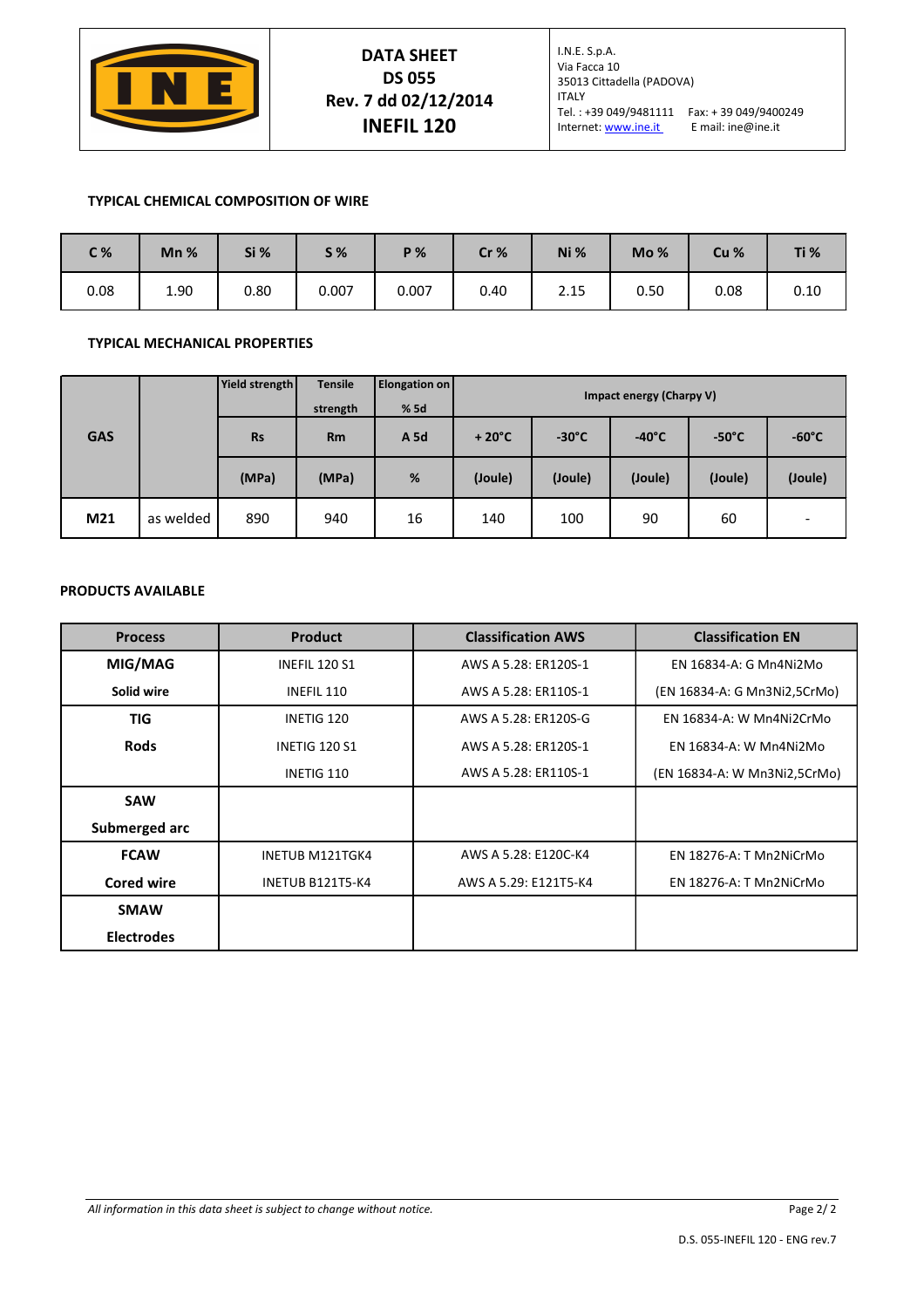| | | |
|---|---|---|
| INE | **DATA SHEET**<br>**DS 055**<br>**Rev. 7 dd 02/12/2014**<br>**INEFIL 120** | I.N.E. S.p.A.<br>Via Facca 10<br>35013 Cittadella (PADOVA)<br>ITALY<br>Tel. : +39 049/9481111 Fax: + 39 049/9400249<br>Internet: www.ine.it E mail: ine@ine.it |

**TYPICAL CHEMICAL COMPOSITION OF WIRE**

| C % | Mn % | Si % | S % | P % | Cr % | Ni % | Mo % | Cu % | Ti % |
|---|---|---|---|---|---|---|---|---|---|
| 0.08 | 1.90 | 0.80 | 0.007 | 0.007 | 0.40 | 2.15 | 0.50 | 0.08 | 0.10 |

**TYPICAL MECHANICAL PROPERTIES**

| GAS | | Yield strength | Tensile strength | Elongation on % 5d | Impact energy (Charpy V) | | | | |
|---|---|---|---|---|---|---|---|---|---|
| | | Rs | Rm | A 5d | + 20°C | -30°C | -40°C | -50°C | -60°C |
| | | (MPa) | (MPa) | % | (Joule) | (Joule) | (Joule) | (Joule) | (Joule) |
| **M21** | as welded | 890 | 940 | 16 | 140 | 100 | 90 | 60 | - |

**PRODUCTS AVAILABLE**

| Process | Product | Classification AWS | Classification EN |
|---|---|---|---|
| **MIG/MAG** | INEFIL 120 S1 | AWS A 5.28: ER120S-1 | EN 16834-A: G Mn4Ni2Mo |
| **Solid wire** | INEFIL 110 | AWS A 5.28: ER110S-1 | (EN 16834-A: G Mn3Ni2,5CrMo) |
| **TIG** | INETIG 120 | AWS A 5.28: ER120S-G | EN 16834-A: W Mn4Ni2CrMo |
| **Rods** | INETIG 120 S1 | AWS A 5.28: ER120S-1 | EN 16834-A: W Mn4Ni2Mo |
| | INETIG 110 | AWS A 5.28: ER110S-1 | (EN 16834-A: W Mn3Ni2,5CrMo) |
| **SAW** | | | |
| **Submerged arc** | | | |
| **FCAW** | INETUB M121TGK4 | AWS A 5.28: E120C-K4 | EN 18276-A: T Mn2NiCrMo |
| **Cored wire** | INETUB B121T5-K4 | AWS A 5.29: E121T5-K4 | EN 18276-A: T Mn2NiCrMo |
| **SMAW** | | | |
| **Electrodes** | | | |

*All information in this data sheet is subject to change without notice.*

D.S. 055-INEFIL 120 - ENG rev.7